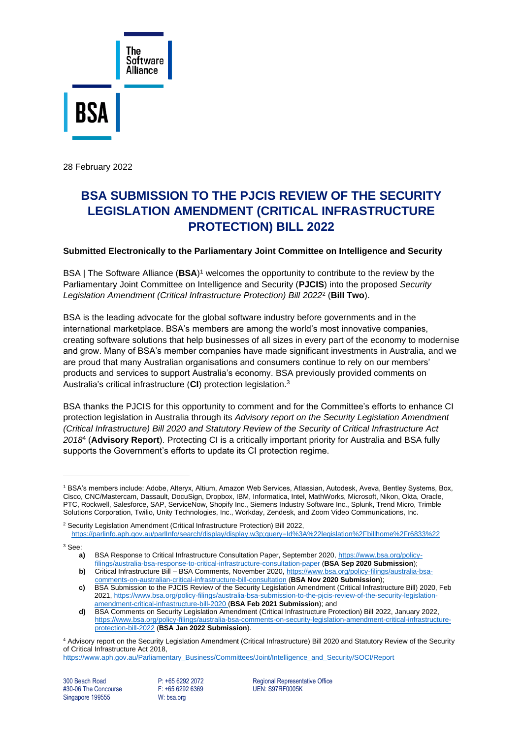The Software Alliance

BSA

28 February 2022

# BSA SUBMISSION TO THE PJCIS REVIEW OF THE SECURITY LEGISLATION AMENDMENT (CRITICAL INFRASTRUCTURE PROTECTION) BILL 2022

**Submitted Electronically to the Parliamentary Joint Committee on Intelligence and Security**

BSA | The Software Alliance (**BSA**)[1] welcomes the opportunity to contribute to the review by the Parliamentary Joint Committee on Intelligence and Security (**PJCIS**) into the proposed *Security Legislation Amendment (Critical Infrastructure Protection) Bill 2022*[2] (**Bill Two**).

BSA is the leading advocate for the global software industry before governments and in the international marketplace. BSA's members are among the world's most innovative companies, creating software solutions that help businesses of all sizes in every part of the economy to modernise and grow. Many of BSA's member companies have made significant investments in Australia, and we are proud that many Australian organisations and consumers continue to rely on our members' products and services to support Australia's economy. BSA previously provided comments on Australia's critical infrastructure (**CI**) protection legislation.[3]

BSA thanks the PJCIS for this opportunity to comment and for the Committee's efforts to enhance CI protection legislation in Australia through its *Advisory report on the Security Legislation Amendment (Critical Infrastructure) Bill 2020 and Statutory Review of the Security of Critical Infrastructure Act 2018*[4] (**Advisory Report**). Protecting CI is a critically important priority for Australia and BSA fully supports the Government's efforts to update its CI protection regime.

---

[1] BSA's members include: Adobe, Alteryx, Altium, Amazon Web Services, Atlassian, Autodesk, Aveva, Bentley Systems, Box, Cisco, CNC/Mastercam, Dassault, DocuSign, Dropbox, IBM, Informatica, Intel, MathWorks, Microsoft, Nikon, Okta, Oracle, PTC, Rockwell, Salesforce, SAP, ServiceNow, Shopify Inc., Siemens Industry Software Inc., Splunk, Trend Micro, Trimble Solutions Corporation, Twilio, Unity Technologies, Inc., Workday, Zendesk, and Zoom Video Communications, Inc.

[2] Security Legislation Amendment (Critical Infrastructure Protection) Bill 2022, https://parlinfo.aph.gov.au/parlInfo/search/display/display.w3p;query=Id%3A%22legislation%2Fbillhome%2Fr6833%22

[3] See:

- **a)** BSA Response to Critical Infrastructure Consultation Paper, September 2020, https://www.bsa.org/policy-filings/australia-bsa-response-to-critical-infrastructure-consultation-paper (**BSA Sep 2020 Submission**);
- **b)** Critical Infrastructure Bill – BSA Comments, November 2020, https://www.bsa.org/policy-filings/australia-bsa-comments-on-australian-critical-infrastructure-bill-consultation (**BSA Nov 2020 Submission**);
- **c)** BSA Submission to the PJCIS Review of the Security Legislation Amendment (Critical Infrastructure Bill) 2020, Feb 2021, https://www.bsa.org/policy-filings/australia-bsa-submission-to-the-pjcis-review-of-the-security-legislation-amendment-critical-infrastructure-bill-2020 (**BSA Feb 2021 Submission**); and
- **d)** BSA Comments on Security Legislation Amendment (Critical Infrastructure Protection) Bill 2022, January 2022, https://www.bsa.org/policy-filings/australia-bsa-comments-on-security-legislation-amendment-critical-infrastructure-protection-bill-2022 (**BSA Jan 2022 Submission**).

[4] Advisory report on the Security Legislation Amendment (Critical Infrastructure) Bill 2020 and Statutory Review of the Security of Critical Infrastructure Act 2018, https://www.aph.gov.au/Parliamentary_Business/Committees/Joint/Intelligence_and_Security/SOCI/Report

300 Beach Road
#30-06 The Concourse
Singapore 199555

P: +65 6292 2072
F: +65 6292 6369
W: bsa.org

Regional Representative Office
UEN: S97RF0005K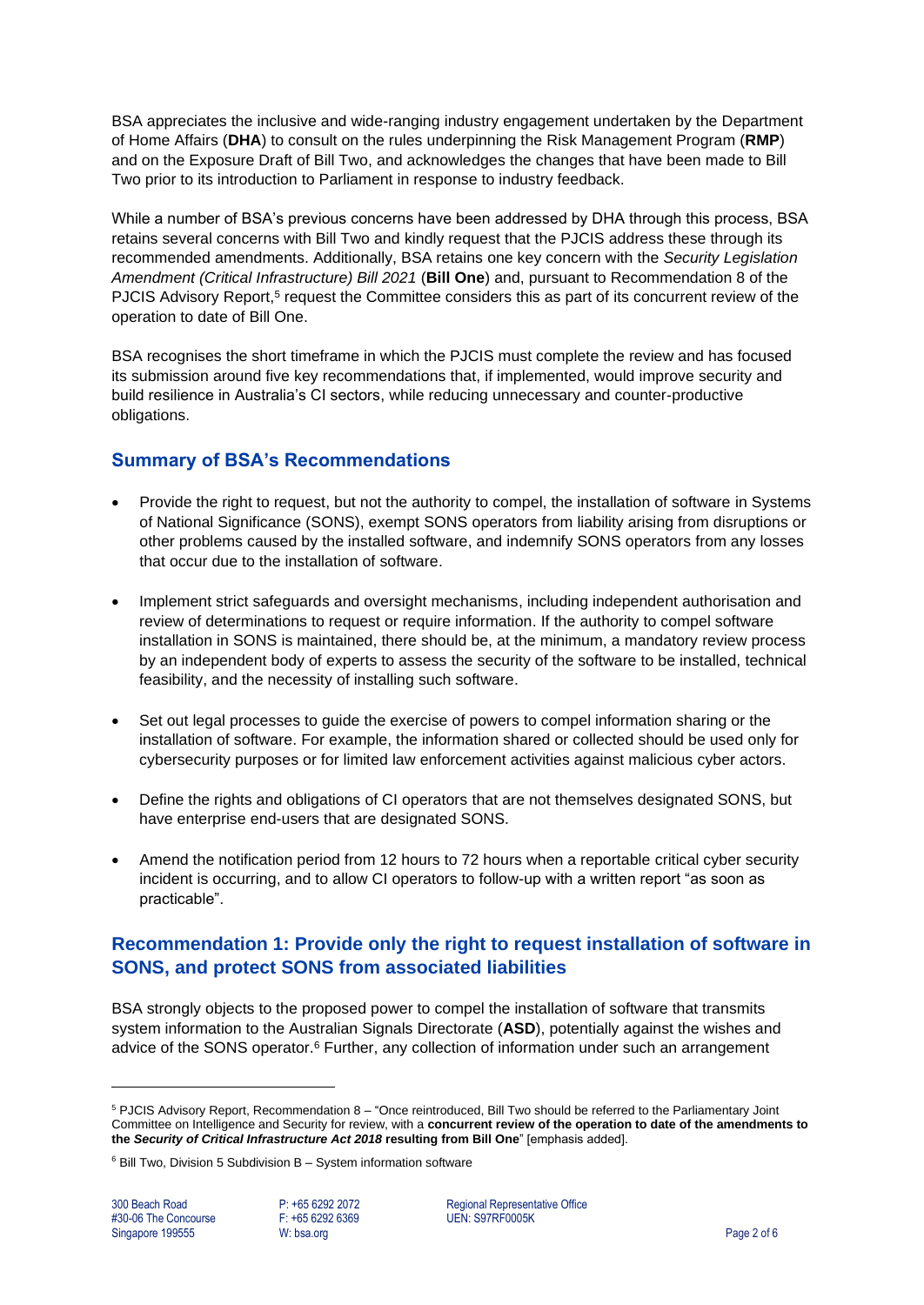BSA appreciates the inclusive and wide-ranging industry engagement undertaken by the Department of Home Affairs (**DHA**) to consult on the rules underpinning the Risk Management Program (**RMP**) and on the Exposure Draft of Bill Two, and acknowledges the changes that have been made to Bill Two prior to its introduction to Parliament in response to industry feedback.

While a number of BSA's previous concerns have been addressed by DHA through this process, BSA retains several concerns with Bill Two and kindly request that the PJCIS address these through its recommended amendments. Additionally, BSA retains one key concern with the *Security Legislation Amendment (Critical Infrastructure) Bill 2021* (**Bill One**) and, pursuant to Recommendation 8 of the PJCIS Advisory Report,[5] request the Committee considers this as part of its concurrent review of the operation to date of Bill One.

BSA recognises the short timeframe in which the PJCIS must complete the review and has focused its submission around five key recommendations that, if implemented, would improve security and build resilience in Australia's CI sectors, while reducing unnecessary and counter-productive obligations.

## Summary of BSA's Recommendations

- Provide the right to request, but not the authority to compel, the installation of software in Systems of National Significance (SONS), exempt SONS operators from liability arising from disruptions or other problems caused by the installed software, and indemnify SONS operators from any losses that occur due to the installation of software.
- Implement strict safeguards and oversight mechanisms, including independent authorisation and review of determinations to request or require information. If the authority to compel software installation in SONS is maintained, there should be, at the minimum, a mandatory review process by an independent body of experts to assess the security of the software to be installed, technical feasibility, and the necessity of installing such software.
- Set out legal processes to guide the exercise of powers to compel information sharing or the installation of software. For example, the information shared or collected should be used only for cybersecurity purposes or for limited law enforcement activities against malicious cyber actors.
- Define the rights and obligations of CI operators that are not themselves designated SONS, but have enterprise end-users that are designated SONS.
- Amend the notification period from 12 hours to 72 hours when a reportable critical cyber security incident is occurring, and to allow CI operators to follow-up with a written report "as soon as practicable".

## Recommendation 1: Provide only the right to request installation of software in SONS, and protect SONS from associated liabilities

BSA strongly objects to the proposed power to compel the installation of software that transmits system information to the Australian Signals Directorate (**ASD**), potentially against the wishes and advice of the SONS operator.[6] Further, any collection of information under such an arrangement

---

[5] PJCIS Advisory Report, Recommendation 8 – "Once reintroduced, Bill Two should be referred to the Parliamentary Joint Committee on Intelligence and Security for review, with a **concurrent review of the operation to date of the amendments to the *Security of Critical Infrastructure Act 2018* resulting from Bill One**" [emphasis added].

[6] Bill Two, Division 5 Subdivision B – System information software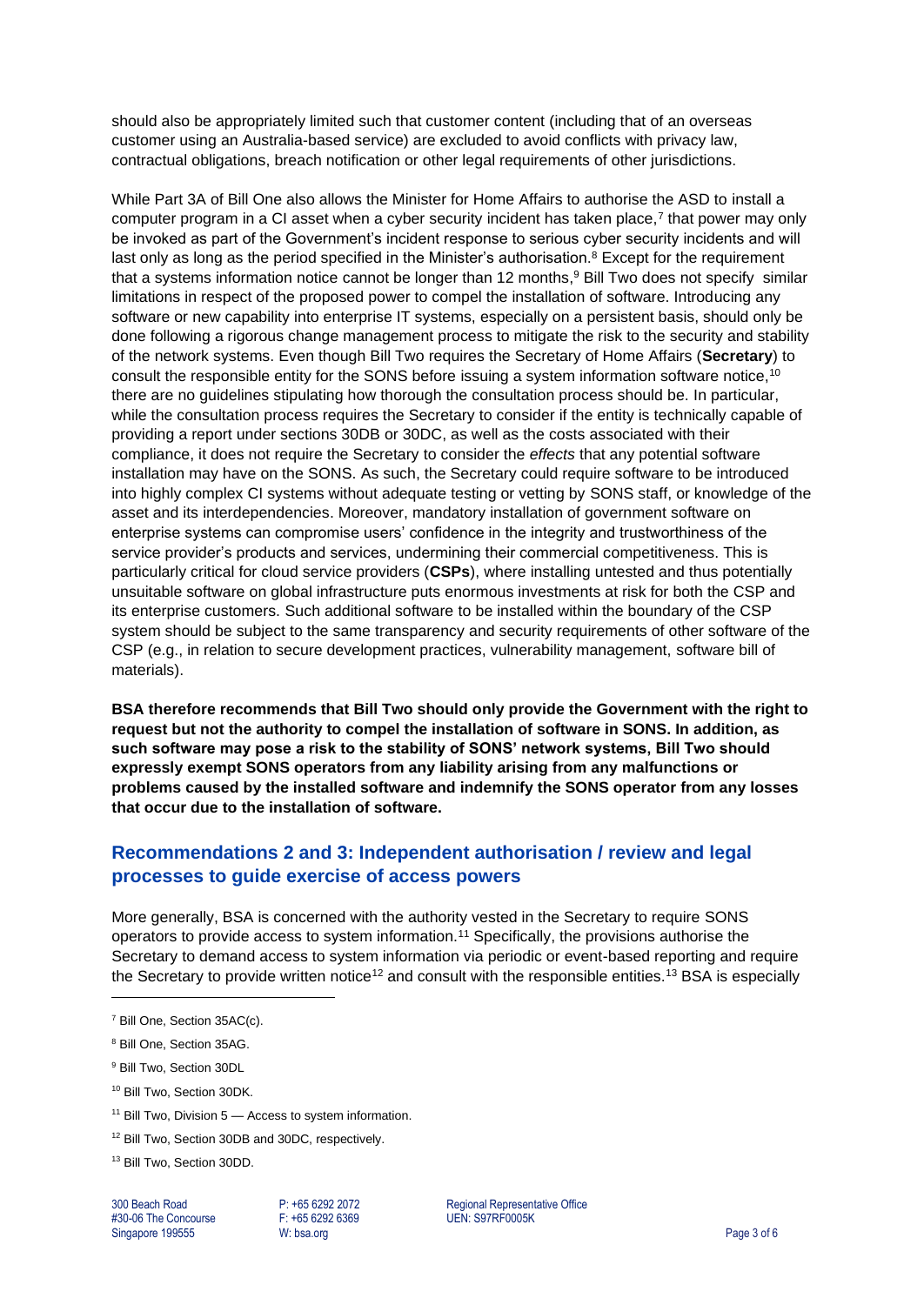should also be appropriately limited such that customer content (including that of an overseas customer using an Australia-based service) are excluded to avoid conflicts with privacy law, contractual obligations, breach notification or other legal requirements of other jurisdictions.

While Part 3A of Bill One also allows the Minister for Home Affairs to authorise the ASD to install a computer program in a CI asset when a cyber security incident has taken place,[7] that power may only be invoked as part of the Government's incident response to serious cyber security incidents and will last only as long as the period specified in the Minister's authorisation.[8] Except for the requirement that a systems information notice cannot be longer than 12 months,[9] Bill Two does not specify similar limitations in respect of the proposed power to compel the installation of software. Introducing any software or new capability into enterprise IT systems, especially on a persistent basis, should only be done following a rigorous change management process to mitigate the risk to the security and stability of the network systems. Even though Bill Two requires the Secretary of Home Affairs (**Secretary**) to consult the responsible entity for the SONS before issuing a system information software notice,[10] there are no guidelines stipulating how thorough the consultation process should be. In particular, while the consultation process requires the Secretary to consider if the entity is technically capable of providing a report under sections 30DB or 30DC, as well as the costs associated with their compliance, it does not require the Secretary to consider the *effects* that any potential software installation may have on the SONS. As such, the Secretary could require software to be introduced into highly complex CI systems without adequate testing or vetting by SONS staff, or knowledge of the asset and its interdependencies. Moreover, mandatory installation of government software on enterprise systems can compromise users' confidence in the integrity and trustworthiness of the service provider's products and services, undermining their commercial competitiveness. This is particularly critical for cloud service providers (**CSPs**), where installing untested and thus potentially unsuitable software on global infrastructure puts enormous investments at risk for both the CSP and its enterprise customers. Such additional software to be installed within the boundary of the CSP system should be subject to the same transparency and security requirements of other software of the CSP (e.g., in relation to secure development practices, vulnerability management, software bill of materials).

**BSA therefore recommends that Bill Two should only provide the Government with the right to request but not the authority to compel the installation of software in SONS. In addition, as such software may pose a risk to the stability of SONS' network systems, Bill Two should expressly exempt SONS operators from any liability arising from any malfunctions or problems caused by the installed software and indemnify the SONS operator from any losses that occur due to the installation of software.**

## Recommendations 2 and 3: Independent authorisation / review and legal processes to guide exercise of access powers

More generally, BSA is concerned with the authority vested in the Secretary to require SONS operators to provide access to system information.[11] Specifically, the provisions authorise the Secretary to demand access to system information via periodic or event-based reporting and require the Secretary to provide written notice[12] and consult with the responsible entities.[13] BSA is especially

[7] Bill One, Section 35AC(c).

[8] Bill One, Section 35AG.

[9] Bill Two, Section 30DL

[10] Bill Two, Section 30DK.

[11] Bill Two, Division 5 — Access to system information.

[12] Bill Two, Section 30DB and 30DC, respectively.

[13] Bill Two, Section 30DD.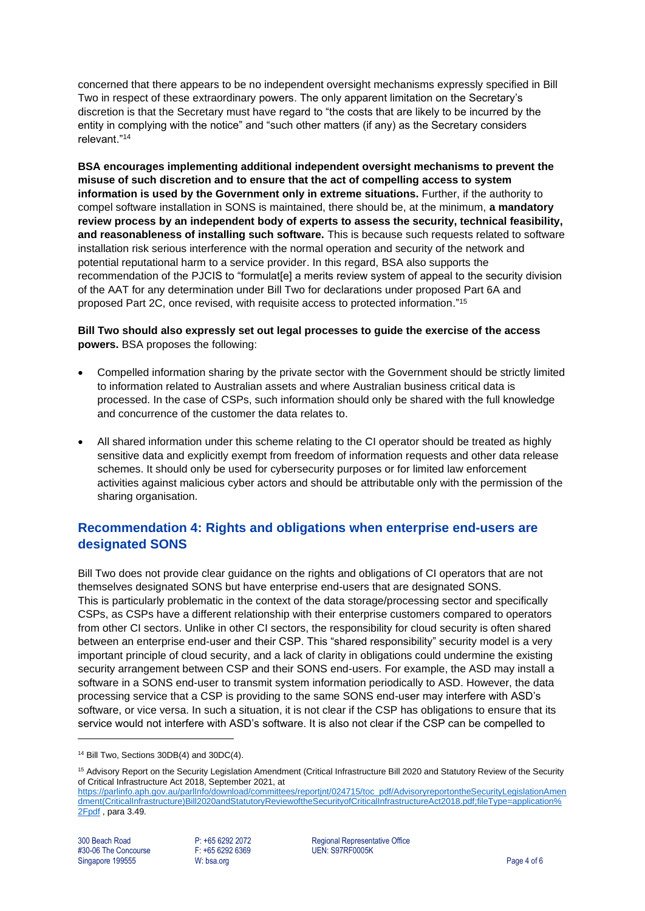concerned that there appears to be no independent oversight mechanisms expressly specified in Bill Two in respect of these extraordinary powers. The only apparent limitation on the Secretary's discretion is that the Secretary must have regard to "the costs that are likely to be incurred by the entity in complying with the notice" and "such other matters (if any) as the Secretary considers relevant."[14]

**BSA encourages implementing additional independent oversight mechanisms to prevent the misuse of such discretion and to ensure that the act of compelling access to system information is used by the Government only in extreme situations.** Further, if the authority to compel software installation in SONS is maintained, there should be, at the minimum, **a mandatory review process by an independent body of experts to assess the security, technical feasibility, and reasonableness of installing such software.** This is because such requests related to software installation risk serious interference with the normal operation and security of the network and potential reputational harm to a service provider. In this regard, BSA also supports the recommendation of the PJCIS to "formulat[e] a merits review system of appeal to the security division of the AAT for any determination under Bill Two for declarations under proposed Part 6A and proposed Part 2C, once revised, with requisite access to protected information."[15]

**Bill Two should also expressly set out legal processes to guide the exercise of the access powers.** BSA proposes the following:

- Compelled information sharing by the private sector with the Government should be strictly limited to information related to Australian assets and where Australian business critical data is processed. In the case of CSPs, such information should only be shared with the full knowledge and concurrence of the customer the data relates to.
- All shared information under this scheme relating to the CI operator should be treated as highly sensitive data and explicitly exempt from freedom of information requests and other data release schemes. It should only be used for cybersecurity purposes or for limited law enforcement activities against malicious cyber actors and should be attributable only with the permission of the sharing organisation.

## Recommendation 4: Rights and obligations when enterprise end-users are designated SONS

Bill Two does not provide clear guidance on the rights and obligations of CI operators that are not themselves designated SONS but have enterprise end-users that are designated SONS. This is particularly problematic in the context of the data storage/processing sector and specifically CSPs, as CSPs have a different relationship with their enterprise customers compared to operators from other CI sectors. Unlike in other CI sectors, the responsibility for cloud security is often shared between an enterprise end-user and their CSP. This "shared responsibility" security model is a very important principle of cloud security, and a lack of clarity in obligations could undermine the existing security arrangement between CSP and their SONS end-users. For example, the ASD may install a software in a SONS end-user to transmit system information periodically to ASD. However, the data processing service that a CSP is providing to the same SONS end-user may interfere with ASD's software, or vice versa. In such a situation, it is not clear if the CSP has obligations to ensure that its service would not interfere with ASD's software. It is also not clear if the CSP can be compelled to

---

[14] Bill Two, Sections 30DB(4) and 30DC(4).

[15] Advisory Report on the Security Legislation Amendment (Critical Infrastructure Bill 2020 and Statutory Review of the Security of Critical Infrastructure Act 2018, September 2021, at https://parlinfo.aph.gov.au/parlInfo/download/committees/reportjnt/024715/toc_pdf/AdvisoryreportontheSecurityLegislationAmendment(CriticalInfrastructure)Bill2020andStatutoryReviewoftheSecurityofCriticalInfrastructureAct2018.pdf;fileType=application%2Fpdf , para 3.49.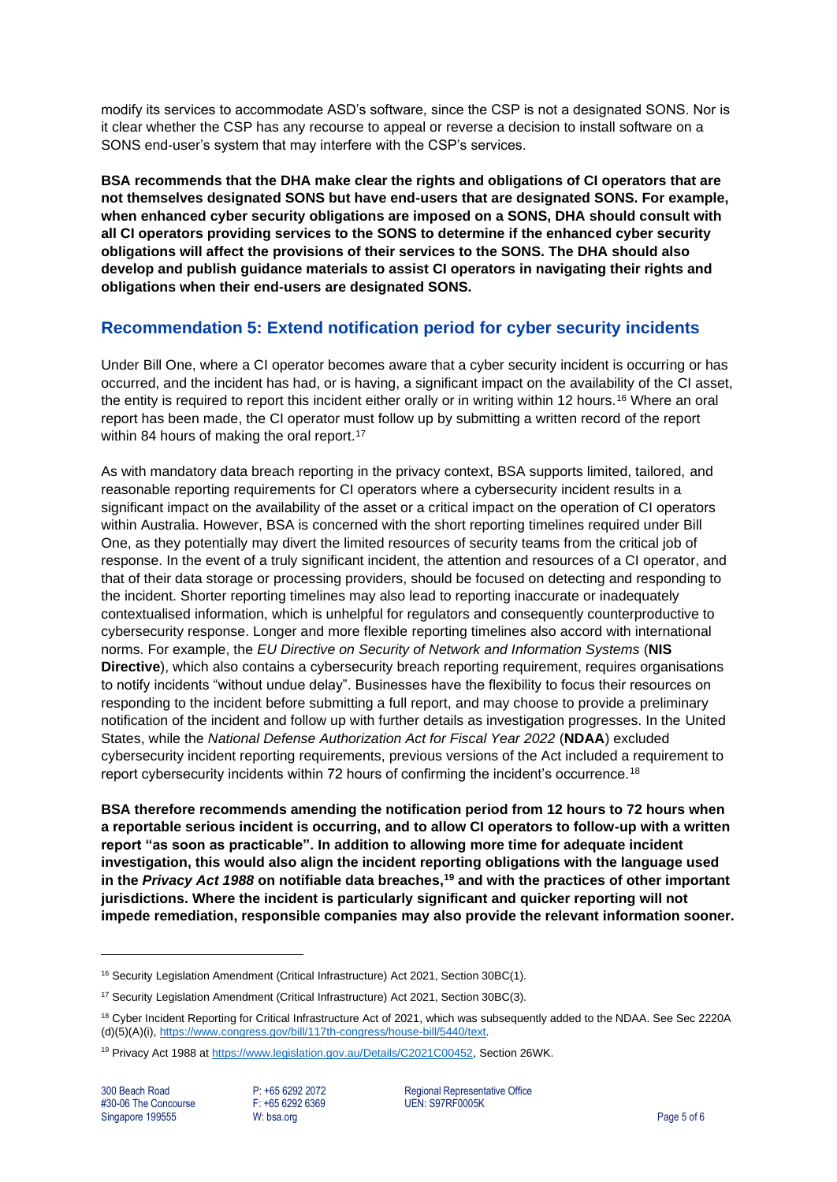modify its services to accommodate ASD's software, since the CSP is not a designated SONS. Nor is it clear whether the CSP has any recourse to appeal or reverse a decision to install software on a SONS end-user's system that may interfere with the CSP's services.

**BSA recommends that the DHA make clear the rights and obligations of CI operators that are not themselves designated SONS but have end-users that are designated SONS. For example, when enhanced cyber security obligations are imposed on a SONS, DHA should consult with all CI operators providing services to the SONS to determine if the enhanced cyber security obligations will affect the provisions of their services to the SONS. The DHA should also develop and publish guidance materials to assist CI operators in navigating their rights and obligations when their end-users are designated SONS.**

## Recommendation 5: Extend notification period for cyber security incidents

Under Bill One, where a CI operator becomes aware that a cyber security incident is occurring or has occurred, and the incident has had, or is having, a significant impact on the availability of the CI asset, the entity is required to report this incident either orally or in writing within 12 hours.[16] Where an oral report has been made, the CI operator must follow up by submitting a written record of the report within 84 hours of making the oral report.[17]

As with mandatory data breach reporting in the privacy context, BSA supports limited, tailored, and reasonable reporting requirements for CI operators where a cybersecurity incident results in a significant impact on the availability of the asset or a critical impact on the operation of CI operators within Australia. However, BSA is concerned with the short reporting timelines required under Bill One, as they potentially may divert the limited resources of security teams from the critical job of response. In the event of a truly significant incident, the attention and resources of a CI operator, and that of their data storage or processing providers, should be focused on detecting and responding to the incident. Shorter reporting timelines may also lead to reporting inaccurate or inadequately contextualised information, which is unhelpful for regulators and consequently counterproductive to cybersecurity response. Longer and more flexible reporting timelines also accord with international norms. For example, the *EU Directive on Security of Network and Information Systems* (**NIS Directive**), which also contains a cybersecurity breach reporting requirement, requires organisations to notify incidents "without undue delay". Businesses have the flexibility to focus their resources on responding to the incident before submitting a full report, and may choose to provide a preliminary notification of the incident and follow up with further details as investigation progresses. In the United States, while the *National Defense Authorization Act for Fiscal Year 2022* (**NDAA**) excluded cybersecurity incident reporting requirements, previous versions of the Act included a requirement to report cybersecurity incidents within 72 hours of confirming the incident's occurrence.[18]

**BSA therefore recommends amending the notification period from 12 hours to 72 hours when a reportable serious incident is occurring, and to allow CI operators to follow-up with a written report "as soon as practicable". In addition to allowing more time for adequate incident investigation, this would also align the incident reporting obligations with the language used in the *Privacy Act 1988* on notifiable data breaches,[19] and with the practices of other important jurisdictions. Where the incident is particularly significant and quicker reporting will not impede remediation, responsible companies may also provide the relevant information sooner.**

---

[16] Security Legislation Amendment (Critical Infrastructure) Act 2021, Section 30BC(1).

[17] Security Legislation Amendment (Critical Infrastructure) Act 2021, Section 30BC(3).

[18] Cyber Incident Reporting for Critical Infrastructure Act of 2021, which was subsequently added to the NDAA. See Sec 2220A (d)(5)(A)(i), https://www.congress.gov/bill/117th-congress/house-bill/5440/text.

[19] Privacy Act 1988 at https://www.legislation.gov.au/Details/C2021C00452, Section 26WK.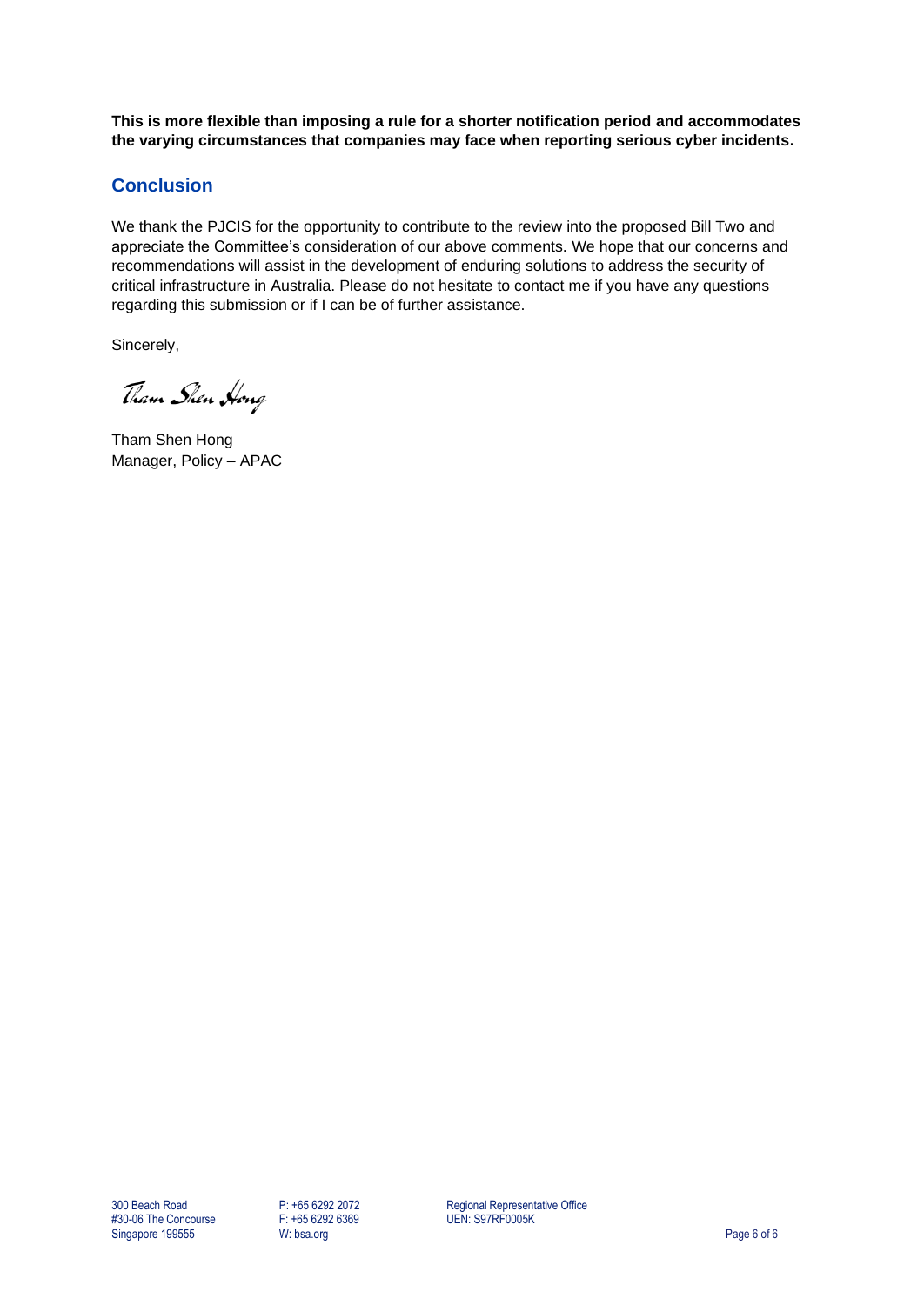**This is more flexible than imposing a rule for a shorter notification period and accommodates the varying circumstances that companies may face when reporting serious cyber incidents.**

## Conclusion

We thank the PJCIS for the opportunity to contribute to the review into the proposed Bill Two and appreciate the Committee's consideration of our above comments. We hope that our concerns and recommendations will assist in the development of enduring solutions to address the security of critical infrastructure in Australia. Please do not hesitate to contact me if you have any questions regarding this submission or if I can be of further assistance.

Sincerely,

Tham Shen Hong

Tham Shen Hong
Manager, Policy – APAC

300 Beach Road
#30-06 The Concourse
Singapore 199555

P: +65 6292 2072
F: +65 6292 6369
W: bsa.org

Regional Representative Office
UEN: S97RF0005K